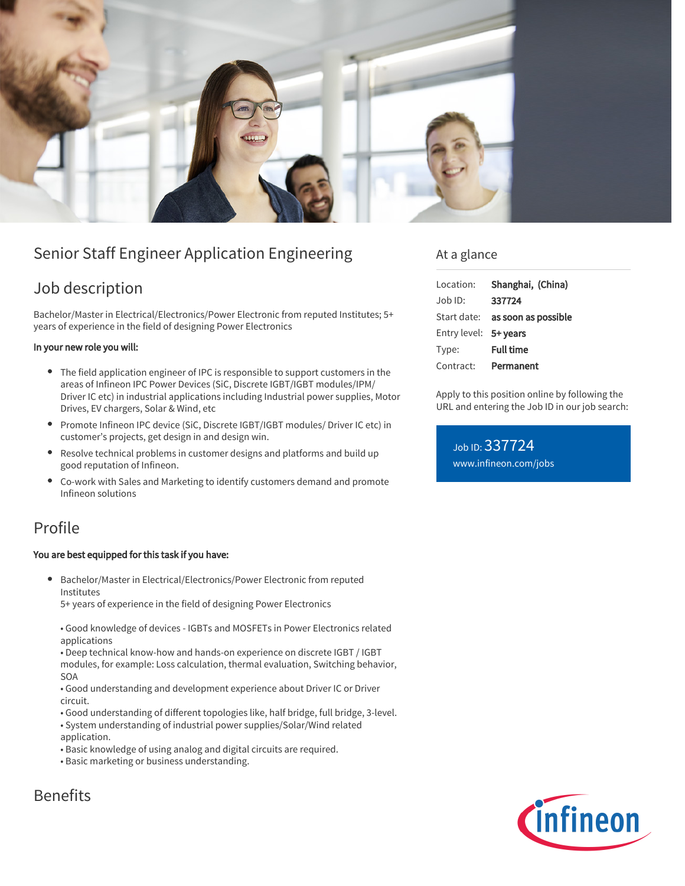# Senior Staff Engineer Application Engineering

## Job description

Bachelor/Master in Electrical/Electronics/Power Electronic from reputed Institutes; 5+ years of experience in the field of designing Power Electronics

**In your new role you will:**

- The field application engineer of IPC is responsible to support customers in the areas of Infineon IPC Power Devices (SiC, Discrete IGBT/IGBT modules/IPM/ Driver IC etc) in industrial applications including Industrial power supplies, Motor Drives, EV chargers, Solar & Wind, etc
- Promote Infineon IPC device (SiC, Discrete IGBT/IGBT modules/ Driver IC etc) in customer's projects, get design in and design win.
- Resolve technical problems in customer designs and platforms and build up good reputation of Infineon.
- Co-work with Sales and Marketing to identify customers demand and promote Infineon solutions

## Profile

**You are best equipped for this task if you have:**

- Bachelor/Master in Electrical/Electronics/Power Electronic from reputed Institutes
  5+ years of experience in the field of designing Power Electronics

  • Good knowledge of devices - IGBTs and MOSFETs in Power Electronics related applications
  • Deep technical know-how and hands-on experience on discrete IGBT / IGBT modules, for example: Loss calculation, thermal evaluation, Switching behavior, SOA
  • Good understanding and development experience about Driver IC or Driver circuit.
  • Good understanding of different topologies like, half bridge, full bridge, 3-level.
  • System understanding of industrial power supplies/Solar/Wind related application.
  • Basic knowledge of using analog and digital circuits are required.
  • Basic marketing or business understanding.

## Benefits

## At a glance

| | |
|---|---|
| Location: | **Shanghai, (China)** |
| Job ID: | **337724** |
| Start date: | **as soon as possible** |
| Entry level: | **5+ years** |
| Type: | **Full time** |
| Contract: | **Permanent** |

Apply to this position online by following the URL and entering the Job ID in our job search:

Job ID: 337724
www.infineon.com/jobs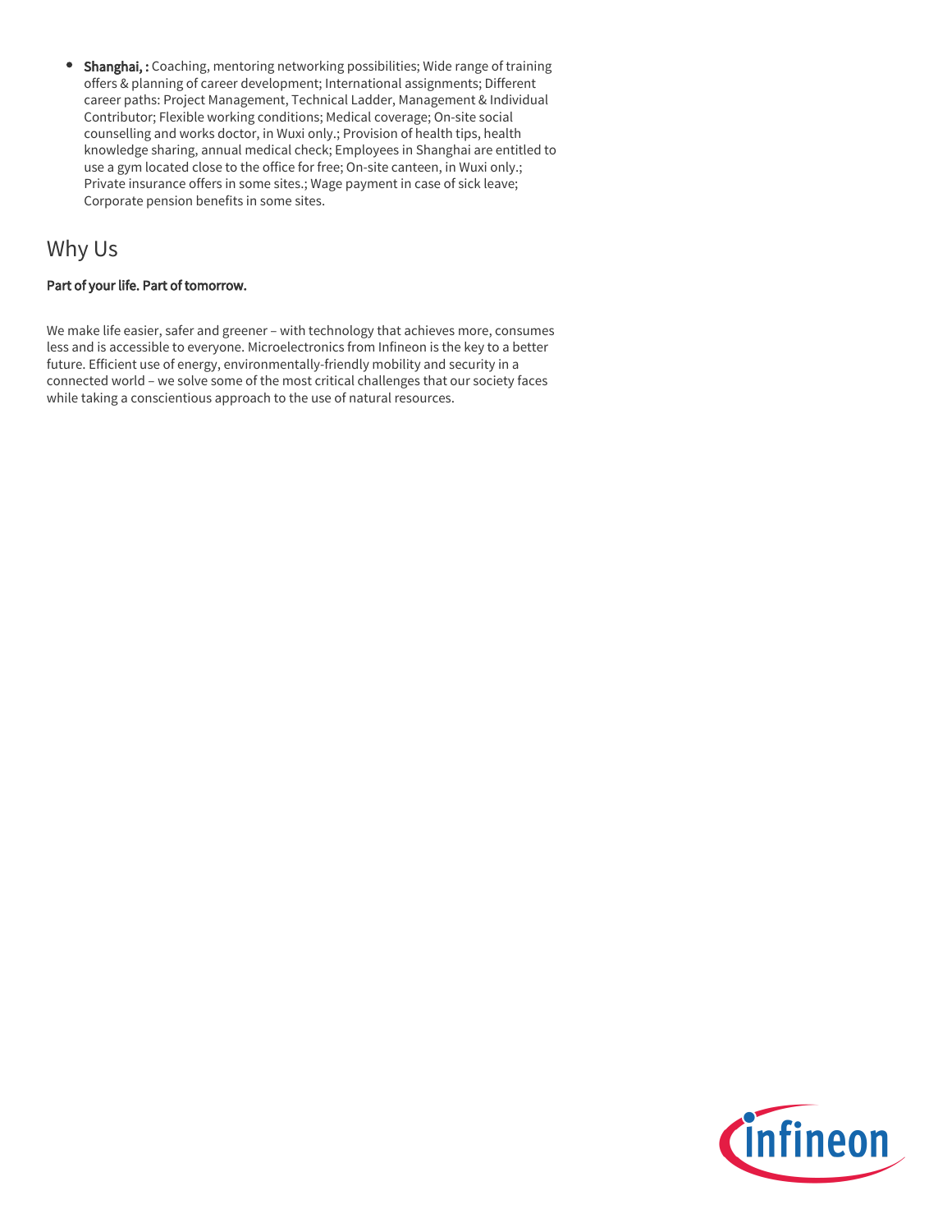- **Shanghai, :** Coaching, mentoring networking possibilities; Wide range of training offers & planning of career development; International assignments; Different career paths: Project Management, Technical Ladder, Management & Individual Contributor; Flexible working conditions; Medical coverage; On-site social counselling and works doctor, in Wuxi only.; Provision of health tips, health knowledge sharing, annual medical check; Employees in Shanghai are entitled to use a gym located close to the office for free; On-site canteen, in Wuxi only.; Private insurance offers in some sites.; Wage payment in case of sick leave; Corporate pension benefits in some sites.

## Why Us

**Part of your life. Part of tomorrow.**

We make life easier, safer and greener – with technology that achieves more, consumes less and is accessible to everyone. Microelectronics from Infineon is the key to a better future. Efficient use of energy, environmentally-friendly mobility and security in a connected world – we solve some of the most critical challenges that our society faces while taking a conscientious approach to the use of natural resources.